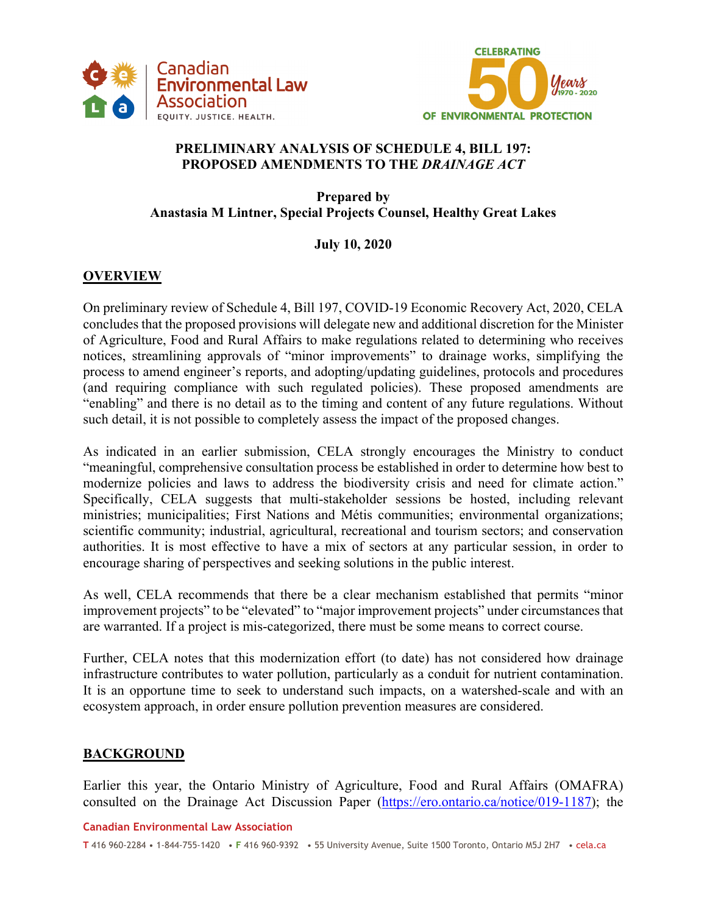# PRELIMINARY ANALYSIS OF SCHEDULE 4, BILL 197: PROPOSED AMENDMENTS TO THE *DRAINAGE ACT*

**Prepared by**
**Anastasia M Lintner, Special Projects Counsel, Healthy Great Lakes**

**July 10, 2020**

## OVERVIEW

On preliminary review of Schedule 4, Bill 197, COVID-19 Economic Recovery Act, 2020, CELA concludes that the proposed provisions will delegate new and additional discretion for the Minister of Agriculture, Food and Rural Affairs to make regulations related to determining who receives notices, streamlining approvals of "minor improvements" to drainage works, simplifying the process to amend engineer's reports, and adopting/updating guidelines, protocols and procedures (and requiring compliance with such regulated policies). These proposed amendments are "enabling" and there is no detail as to the timing and content of any future regulations. Without such detail, it is not possible to completely assess the impact of the proposed changes.

As indicated in an earlier submission, CELA strongly encourages the Ministry to conduct "meaningful, comprehensive consultation process be established in order to determine how best to modernize policies and laws to address the biodiversity crisis and need for climate action." Specifically, CELA suggests that multi-stakeholder sessions be hosted, including relevant ministries; municipalities; First Nations and Métis communities; environmental organizations; scientific community; industrial, agricultural, recreational and tourism sectors; and conservation authorities. It is most effective to have a mix of sectors at any particular session, in order to encourage sharing of perspectives and seeking solutions in the public interest.

As well, CELA recommends that there be a clear mechanism established that permits "minor improvement projects" to be "elevated" to "major improvement projects" under circumstances that are warranted. If a project is mis-categorized, there must be some means to correct course.

Further, CELA notes that this modernization effort (to date) has not considered how drainage infrastructure contributes to water pollution, particularly as a conduit for nutrient contamination. It is an opportune time to seek to understand such impacts, on a watershed-scale and with an ecosystem approach, in order ensure pollution prevention measures are considered.

## BACKGROUND

Earlier this year, the Ontario Ministry of Agriculture, Food and Rural Affairs (OMAFRA) consulted on the Drainage Act Discussion Paper (https://ero.ontario.ca/notice/019-1187); the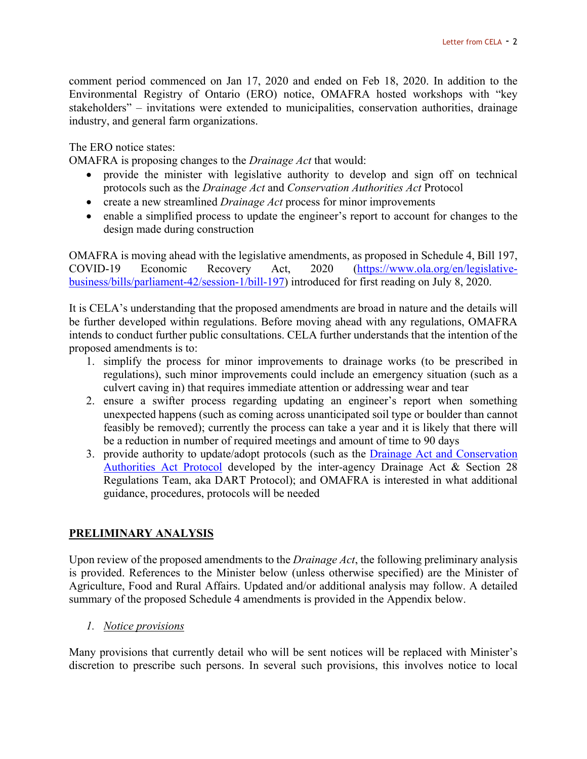comment period commenced on Jan 17, 2020 and ended on Feb 18, 2020. In addition to the Environmental Registry of Ontario (ERO) notice, OMAFRA hosted workshops with "key stakeholders" – invitations were extended to municipalities, conservation authorities, drainage industry, and general farm organizations.

The ERO notice states:
OMAFRA is proposing changes to the *Drainage Act* that would:

- provide the minister with legislative authority to develop and sign off on technical protocols such as the *Drainage Act* and *Conservation Authorities Act* Protocol
- create a new streamlined *Drainage Act* process for minor improvements
- enable a simplified process to update the engineer's report to account for changes to the design made during construction

OMAFRA is moving ahead with the legislative amendments, as proposed in Schedule 4, Bill 197, COVID-19 Economic Recovery Act, 2020 ([https://www.ola.org/en/legislative-business/bills/parliament-42/session-1/bill-197](https://www.ola.org/en/legislative-business/bills/parliament-42/session-1/bill-197)) introduced for first reading on July 8, 2020.

It is CELA's understanding that the proposed amendments are broad in nature and the details will be further developed within regulations. Before moving ahead with any regulations, OMAFRA intends to conduct further public consultations. CELA further understands that the intention of the proposed amendments is to:

1. simplify the process for minor improvements to drainage works (to be prescribed in regulations), such minor improvements could include an emergency situation (such as a culvert caving in) that requires immediate attention or addressing wear and tear
2. ensure a swifter process regarding updating an engineer's report when something unexpected happens (such as coming across unanticipated soil type or boulder than cannot feasibly be removed); currently the process can take a year and it is likely that there will be a reduction in number of required meetings and amount of time to 90 days
3. provide authority to update/adopt protocols (such as the Drainage Act and Conservation Authorities Act Protocol developed by the inter-agency Drainage Act & Section 28 Regulations Team, aka DART Protocol); and OMAFRA is interested in what additional guidance, procedures, protocols will be needed

## PRELIMINARY ANALYSIS

Upon review of the proposed amendments to the *Drainage Act*, the following preliminary analysis is provided. References to the Minister below (unless otherwise specified) are the Minister of Agriculture, Food and Rural Affairs. Updated and/or additional analysis may follow. A detailed summary of the proposed Schedule 4 amendments is provided in the Appendix below.

### *1. Notice provisions*

Many provisions that currently detail who will be sent notices will be replaced with Minister's discretion to prescribe such persons. In several such provisions, this involves notice to local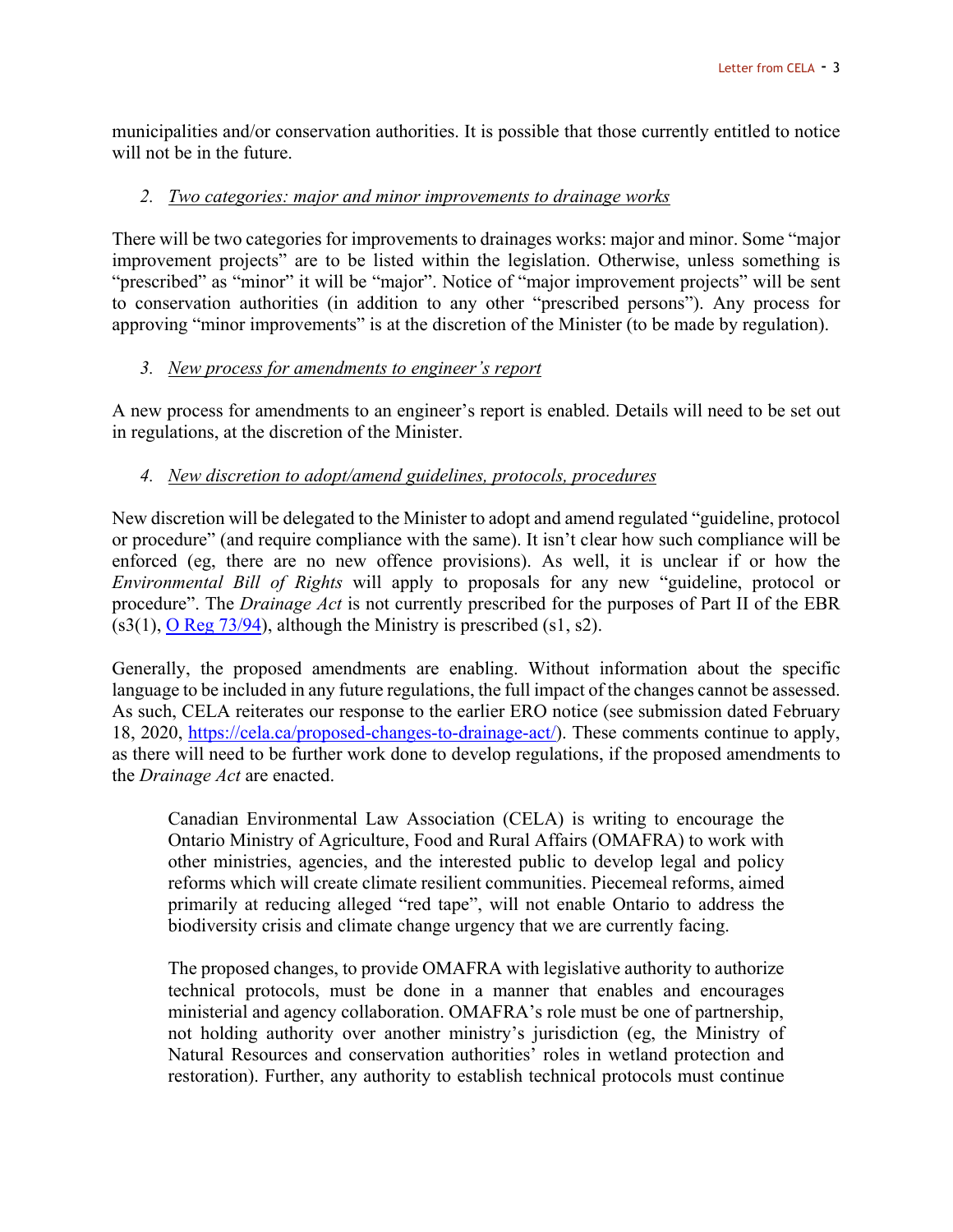municipalities and/or conservation authorities. It is possible that those currently entitled to notice will not be in the future.

2. *Two categories: major and minor improvements to drainage works*

There will be two categories for improvements to drainages works: major and minor. Some "major improvement projects" are to be listed within the legislation. Otherwise, unless something is "prescribed" as "minor" it will be "major". Notice of "major improvement projects" will be sent to conservation authorities (in addition to any other "prescribed persons"). Any process for approving "minor improvements" is at the discretion of the Minister (to be made by regulation).

3. *New process for amendments to engineer's report*

A new process for amendments to an engineer's report is enabled. Details will need to be set out in regulations, at the discretion of the Minister.

4. *New discretion to adopt/amend guidelines, protocols, procedures*

New discretion will be delegated to the Minister to adopt and amend regulated "guideline, protocol or procedure" (and require compliance with the same). It isn't clear how such compliance will be enforced (eg, there are no new offence provisions). As well, it is unclear if or how the *Environmental Bill of Rights* will apply to proposals for any new "guideline, protocol or procedure". The *Drainage Act* is not currently prescribed for the purposes of Part II of the EBR (s3(1), [O Reg 73/94](O Reg 73/94)), although the Ministry is prescribed (s1, s2).

Generally, the proposed amendments are enabling. Without information about the specific language to be included in any future regulations, the full impact of the changes cannot be assessed. As such, CELA reiterates our response to the earlier ERO notice (see submission dated February 18, 2020, [https://cela.ca/proposed-changes-to-drainage-act/](https://cela.ca/proposed-changes-to-drainage-act/)). These comments continue to apply, as there will need to be further work done to develop regulations, if the proposed amendments to the *Drainage Act* are enacted.

> Canadian Environmental Law Association (CELA) is writing to encourage the Ontario Ministry of Agriculture, Food and Rural Affairs (OMAFRA) to work with other ministries, agencies, and the interested public to develop legal and policy reforms which will create climate resilient communities. Piecemeal reforms, aimed primarily at reducing alleged "red tape", will not enable Ontario to address the biodiversity crisis and climate change urgency that we are currently facing.
>
> The proposed changes, to provide OMAFRA with legislative authority to authorize technical protocols, must be done in a manner that enables and encourages ministerial and agency collaboration. OMAFRA's role must be one of partnership, not holding authority over another ministry's jurisdiction (eg, the Ministry of Natural Resources and conservation authorities' roles in wetland protection and restoration). Further, any authority to establish technical protocols must continue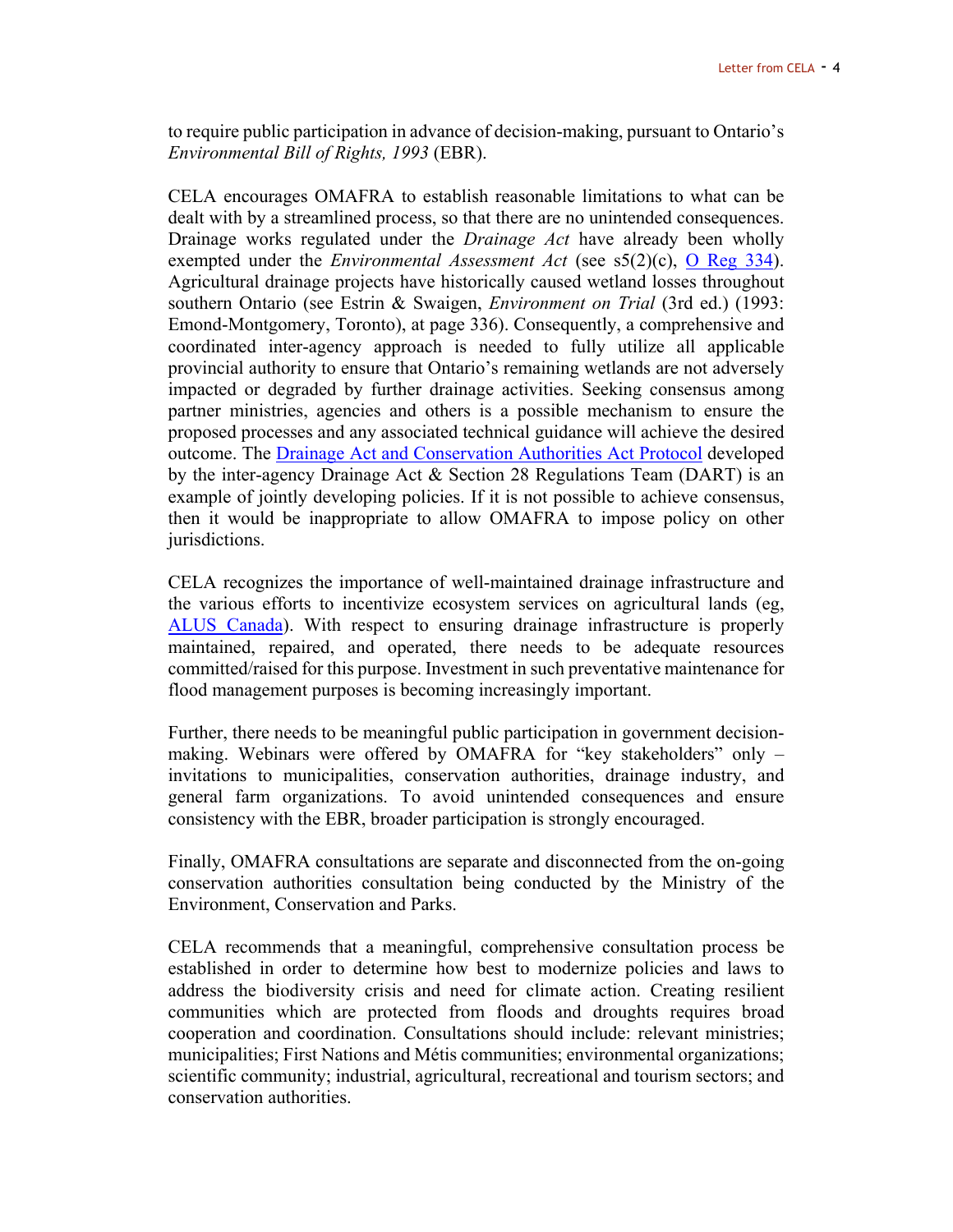to require public participation in advance of decision-making, pursuant to Ontario's *Environmental Bill of Rights, 1993* (EBR).

CELA encourages OMAFRA to establish reasonable limitations to what can be dealt with by a streamlined process, so that there are no unintended consequences. Drainage works regulated under the *Drainage Act* have already been wholly exempted under the *Environmental Assessment Act* (see s5(2)(c), O Reg 334). Agricultural drainage projects have historically caused wetland losses throughout southern Ontario (see Estrin & Swaigen, *Environment on Trial* (3rd ed.) (1993: Emond-Montgomery, Toronto), at page 336). Consequently, a comprehensive and coordinated inter-agency approach is needed to fully utilize all applicable provincial authority to ensure that Ontario's remaining wetlands are not adversely impacted or degraded by further drainage activities. Seeking consensus among partner ministries, agencies and others is a possible mechanism to ensure the proposed processes and any associated technical guidance will achieve the desired outcome. The Drainage Act and Conservation Authorities Act Protocol developed by the inter-agency Drainage Act & Section 28 Regulations Team (DART) is an example of jointly developing policies. If it is not possible to achieve consensus, then it would be inappropriate to allow OMAFRA to impose policy on other jurisdictions.

CELA recognizes the importance of well-maintained drainage infrastructure and the various efforts to incentivize ecosystem services on agricultural lands (eg, ALUS Canada). With respect to ensuring drainage infrastructure is properly maintained, repaired, and operated, there needs to be adequate resources committed/raised for this purpose. Investment in such preventative maintenance for flood management purposes is becoming increasingly important.

Further, there needs to be meaningful public participation in government decision-making. Webinars were offered by OMAFRA for "key stakeholders" only – invitations to municipalities, conservation authorities, drainage industry, and general farm organizations. To avoid unintended consequences and ensure consistency with the EBR, broader participation is strongly encouraged.

Finally, OMAFRA consultations are separate and disconnected from the on-going conservation authorities consultation being conducted by the Ministry of the Environment, Conservation and Parks.

CELA recommends that a meaningful, comprehensive consultation process be established in order to determine how best to modernize policies and laws to address the biodiversity crisis and need for climate action. Creating resilient communities which are protected from floods and droughts requires broad cooperation and coordination. Consultations should include: relevant ministries; municipalities; First Nations and Métis communities; environmental organizations; scientific community; industrial, agricultural, recreational and tourism sectors; and conservation authorities.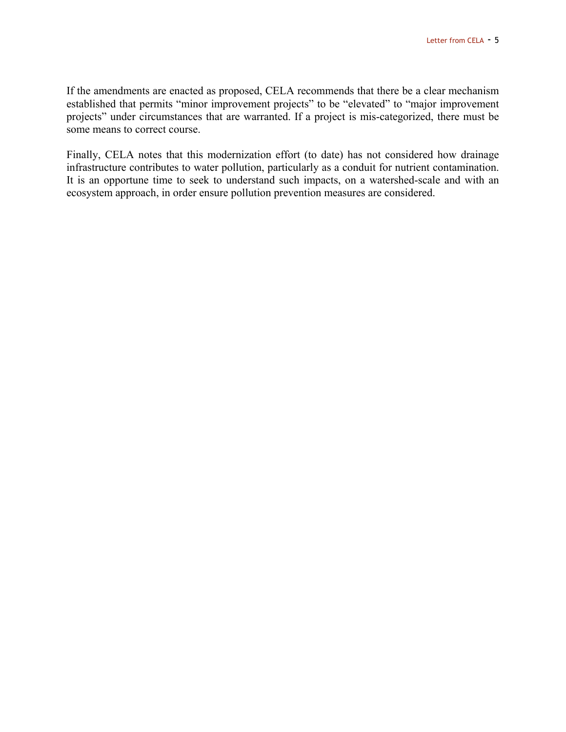If the amendments are enacted as proposed, CELA recommends that there be a clear mechanism established that permits "minor improvement projects" to be "elevated" to "major improvement projects" under circumstances that are warranted. If a project is mis-categorized, there must be some means to correct course.

Finally, CELA notes that this modernization effort (to date) has not considered how drainage infrastructure contributes to water pollution, particularly as a conduit for nutrient contamination. It is an opportune time to seek to understand such impacts, on a watershed-scale and with an ecosystem approach, in order ensure pollution prevention measures are considered.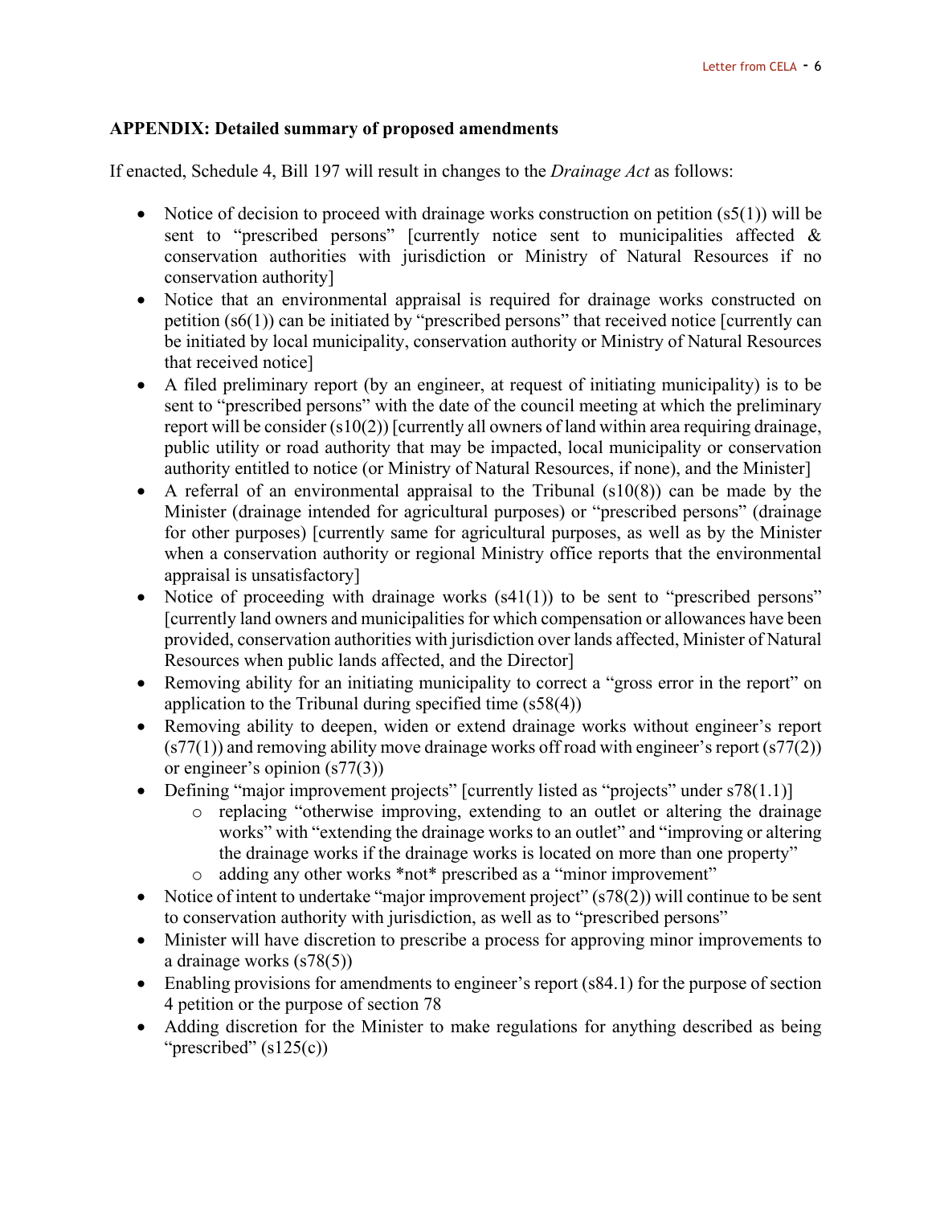**APPENDIX: Detailed summary of proposed amendments**

If enacted, Schedule 4, Bill 197 will result in changes to the *Drainage Act* as follows:

- Notice of decision to proceed with drainage works construction on petition (s5(1)) will be sent to "prescribed persons" [currently notice sent to municipalities affected & conservation authorities with jurisdiction or Ministry of Natural Resources if no conservation authority]
- Notice that an environmental appraisal is required for drainage works constructed on petition (s6(1)) can be initiated by "prescribed persons" that received notice [currently can be initiated by local municipality, conservation authority or Ministry of Natural Resources that received notice]
- A filed preliminary report (by an engineer, at request of initiating municipality) is to be sent to "prescribed persons" with the date of the council meeting at which the preliminary report will be consider (s10(2)) [currently all owners of land within area requiring drainage, public utility or road authority that may be impacted, local municipality or conservation authority entitled to notice (or Ministry of Natural Resources, if none), and the Minister]
- A referral of an environmental appraisal to the Tribunal (s10(8)) can be made by the Minister (drainage intended for agricultural purposes) or "prescribed persons" (drainage for other purposes) [currently same for agricultural purposes, as well as by the Minister when a conservation authority or regional Ministry office reports that the environmental appraisal is unsatisfactory]
- Notice of proceeding with drainage works (s41(1)) to be sent to "prescribed persons" [currently land owners and municipalities for which compensation or allowances have been provided, conservation authorities with jurisdiction over lands affected, Minister of Natural Resources when public lands affected, and the Director]
- Removing ability for an initiating municipality to correct a "gross error in the report" on application to the Tribunal during specified time (s58(4))
- Removing ability to deepen, widen or extend drainage works without engineer's report (s77(1)) and removing ability move drainage works off road with engineer's report (s77(2)) or engineer's opinion (s77(3))
- Defining "major improvement projects" [currently listed as "projects" under s78(1.1)]
  - replacing "otherwise improving, extending to an outlet or altering the drainage works" with "extending the drainage works to an outlet" and "improving or altering the drainage works if the drainage works is located on more than one property"
  - adding any other works *not* prescribed as a "minor improvement"
- Notice of intent to undertake "major improvement project" (s78(2)) will continue to be sent to conservation authority with jurisdiction, as well as to "prescribed persons"
- Minister will have discretion to prescribe a process for approving minor improvements to a drainage works (s78(5))
- Enabling provisions for amendments to engineer's report (s84.1) for the purpose of section 4 petition or the purpose of section 78
- Adding discretion for the Minister to make regulations for anything described as being "prescribed" (s125(c))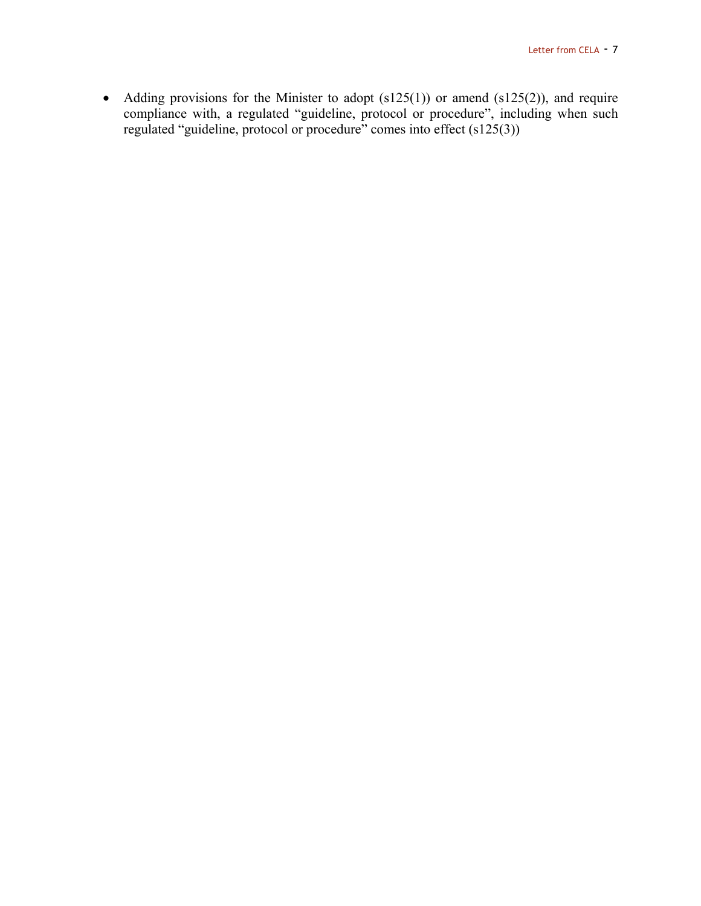- Adding provisions for the Minister to adopt (s125(1)) or amend (s125(2)), and require compliance with, a regulated "guideline, protocol or procedure", including when such regulated "guideline, protocol or procedure" comes into effect (s125(3))